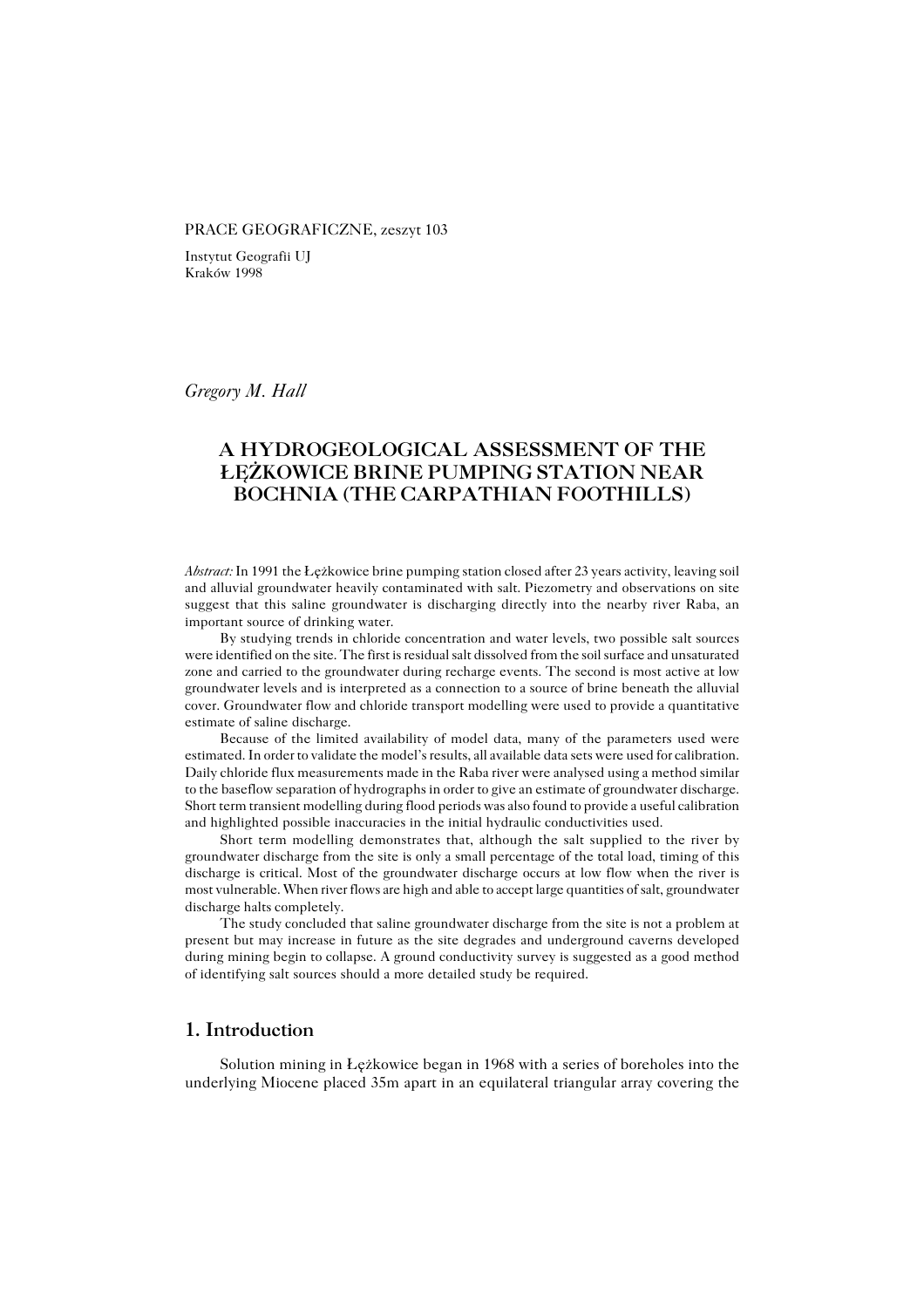PRACE GEOGRAFICZNE, zeszyt 103

Instytut Geografii UJ
Kraków 1998

*Gregory M. Hall*

# A HYDROGEOLOGICAL ASSESSMENT OF THE ŁĘŻKOWICE BRINE PUMPING STATION NEAR BOCHNIA (THE CARPATHIAN FOOTHILLS)

*Abstract:* In 1991 the Łężkowice brine pumping station closed after 23 years activity, leaving soil and alluvial groundwater heavily contaminated with salt. Piezometry and observations on site suggest that this saline groundwater is discharging directly into the nearby river Raba, an important source of drinking water.

By studying trends in chloride concentration and water levels, two possible salt sources were identified on the site. The first is residual salt dissolved from the soil surface and unsaturated zone and carried to the groundwater during recharge events. The second is most active at low groundwater levels and is interpreted as a connection to a source of brine beneath the alluvial cover. Groundwater flow and chloride transport modelling were used to provide a quantitative estimate of saline discharge.

Because of the limited availability of model data, many of the parameters used were estimated. In order to validate the model's results, all available data sets were used for calibration. Daily chloride flux measurements made in the Raba river were analysed using a method similar to the baseflow separation of hydrographs in order to give an estimate of groundwater discharge. Short term transient modelling during flood periods was also found to provide a useful calibration and highlighted possible inaccuracies in the initial hydraulic conductivities used.

Short term modelling demonstrates that, although the salt supplied to the river by groundwater discharge from the site is only a small percentage of the total load, timing of this discharge is critical. Most of the groundwater discharge occurs at low flow when the river is most vulnerable. When river flows are high and able to accept large quantities of salt, groundwater discharge halts completely.

The study concluded that saline groundwater discharge from the site is not a problem at present but may increase in future as the site degrades and underground caverns developed during mining begin to collapse. A ground conductivity survey is suggested as a good method of identifying salt sources should a more detailed study be required.

## 1. Introduction

Solution mining in Łężkowice began in 1968 with a series of boreholes into the underlying Miocene placed 35m apart in an equilateral triangular array covering the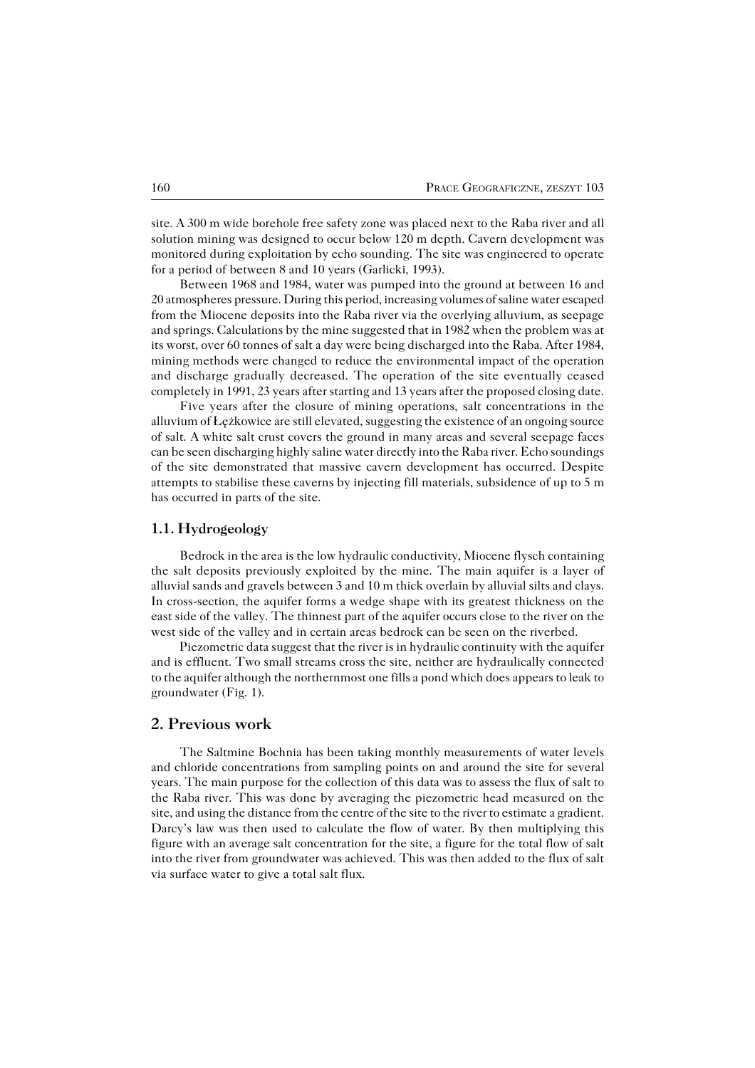site. A 300 m wide borehole free safety zone was placed next to the Raba river and all solution mining was designed to occur below 120 m depth. Cavern development was monitored during exploitation by echo sounding. The site was engineered to operate for a period of between 8 and 10 years (Garlicki, 1993).

Between 1968 and 1984, water was pumped into the ground at between 16 and 20 atmospheres pressure. During this period, increasing volumes of saline water escaped from the Miocene deposits into the Raba river via the overlying alluvium, as seepage and springs. Calculations by the mine suggested that in 1982 when the problem was at its worst, over 60 tonnes of salt a day were being discharged into the Raba. After 1984, mining methods were changed to reduce the environmental impact of the operation and discharge gradually decreased. The operation of the site eventually ceased completely in 1991, 23 years after starting and 13 years after the proposed closing date.

Five years after the closure of mining operations, salt concentrations in the alluvium of Łężkowice are still elevated, suggesting the existence of an ongoing source of salt. A white salt crust covers the ground in many areas and several seepage faces can be seen discharging highly saline water directly into the Raba river. Echo soundings of the site demonstrated that massive cavern development has occurred. Despite attempts to stabilise these caverns by injecting fill materials, subsidence of up to 5 m has occurred in parts of the site.

### 1.1. Hydrogeology

Bedrock in the area is the low hydraulic conductivity, Miocene flysch containing the salt deposits previously exploited by the mine. The main aquifer is a layer of alluvial sands and gravels between 3 and 10 m thick overlain by alluvial silts and clays. In cross-section, the aquifer forms a wedge shape with its greatest thickness on the east side of the valley. The thinnest part of the aquifer occurs close to the river on the west side of the valley and in certain areas bedrock can be seen on the riverbed.

Piezometric data suggest that the river is in hydraulic continuity with the aquifer and is effluent. Two small streams cross the site, neither are hydraulically connected to the aquifer although the northernmost one fills a pond which does appears to leak to groundwater (Fig. 1).

## 2. Previous work

The Saltmine Bochnia has been taking monthly measurements of water levels and chloride concentrations from sampling points on and around the site for several years. The main purpose for the collection of this data was to assess the flux of salt to the Raba river. This was done by averaging the piezometric head measured on the site, and using the distance from the centre of the site to the river to estimate a gradient. Darcy's law was then used to calculate the flow of water. By then multiplying this figure with an average salt concentration for the site, a figure for the total flow of salt into the river from groundwater was achieved. This was then added to the flux of salt via surface water to give a total salt flux.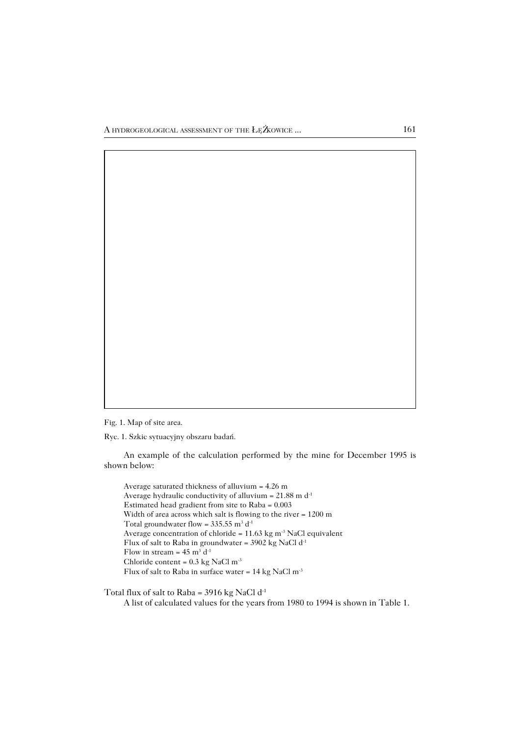Fig. 1. Map of site area.

Ryc. 1. Szkic sytuacyjny obszaru badań.

An example of the calculation performed by the mine for December 1995 is shown below:

Average saturated thickness of alluvium = 4.26 m  
Average hydraulic conductivity of alluvium = 21.88 m $d^{-1}$  
Estimated head gradient from site to Raba = 0.003  
Width of area across which salt is flowing to the river = 1200 m  
Total groundwater flow = 335.55 $m^3$ $d^{-1}$  
Average concentration of chloride = 11.63 kg $m^{-3}$ NaCl equivalent  
Flux of salt to Raba in groundwater = 3902 kg NaCl $d^{-1}$  
Flow in stream = 45 $m^3$ $d^{-1}$  
Chloride content = 0.3 kg NaCl $m^{-3}$  
Flux of salt to Raba in surface water = 14 kg NaCl $m^{-3}$

Total flux of salt to Raba = 3916 kg NaCl $d^{-1}$

A list of calculated values for the years from 1980 to 1994 is shown in Table 1.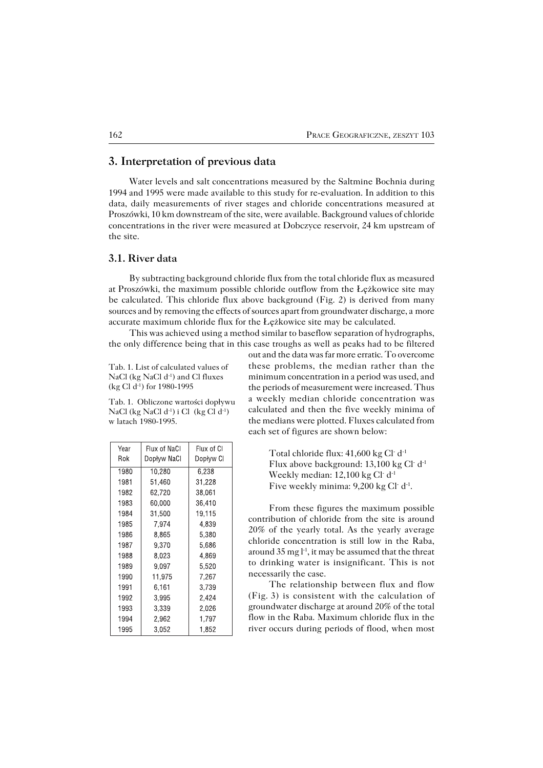## 3. Interpretation of previous data

Water levels and salt concentrations measured by the Saltmine Bochnia during 1994 and 1995 were made available to this study for re-evaluation. In addition to this data, daily measurements of river stages and chloride concentrations measured at Proszówki, 10 km downstream of the site, were available. Background values of chloride concentrations in the river were measured at Dobczyce reservoir, 24 km upstream of the site.

### 3.1. River data

By subtracting background chloride flux from the total chloride flux as measured at Proszówki, the maximum possible chloride outflow from the Łężkowice site may be calculated. This chloride flux above background (Fig. 2) is derived from many sources and by removing the effects of sources apart from groundwater discharge, a more accurate maximum chloride flux for the Łężkowice site may be calculated.

This was achieved using a method similar to baseflow separation of hydrographs, the only difference being that in this case troughs as well as peaks had to be filtered out and the data was far more erratic. To overcome these problems, the median rather than the minimum concentration in a period was used, and the periods of measurement were increased. Thus a weekly median chloride concentration was calculated and then the five weekly minima of the medians were plotted. Fluxes calculated from each set of figures are shown below:

Total chloride flux: 41,600 kg $Cl^-$ $d^{-1}$
Flux above background: 13,100 kg $Cl^-$ $d^{-1}$
Weekly median: 12,100 kg $Cl^-$ $d^{-1}$
Five weekly minima: 9,200 kg $Cl^-$ $d^{-1}$.

From these figures the maximum possible contribution of chloride from the site is around 20% of the yearly total. As the yearly average chloride concentration is still low in the Raba, around 35 mg $l^{-1}$, it may be assumed that the threat to drinking water is insignificant. This is not necessarily the case.

The relationship between flux and flow (Fig. 3) is consistent with the calculation of groundwater discharge at around 20% of the total flow in the Raba. Maximum chloride flux in the river occurs during periods of flood, when most

Tab. 1. List of calculated values of NaCl (kg NaCl $d^{-1}$) and Cl fluxes (kg Cl $d^{-1}$) for 1980-1995

Tab. 1. Obliczone wartości dopływu NaCl (kg NaCl $d^{-1}$) i Cl (kg Cl $d^{-1}$) w latach 1980-1995.

| Year<br>Rok | Flux of NaCl<br>Dopływ NaCl | Flux of Cl<br>Dopływ Cl |
|---|---|---|
| 1980 | 10,280 | 6,238 |
| 1981 | 51,460 | 31,228 |
| 1982 | 62,720 | 38,061 |
| 1983 | 60,000 | 36,410 |
| 1984 | 31,500 | 19,115 |
| 1985 | 7,974 | 4,839 |
| 1986 | 8,865 | 5,380 |
| 1987 | 9,370 | 5,686 |
| 1988 | 8,023 | 4,869 |
| 1989 | 9,097 | 5,520 |
| 1990 | 11,975 | 7,267 |
| 1991 | 6,161 | 3,739 |
| 1992 | 3,995 | 2,424 |
| 1993 | 3,339 | 2,026 |
| 1994 | 2,962 | 1,797 |
| 1995 | 3,052 | 1,852 |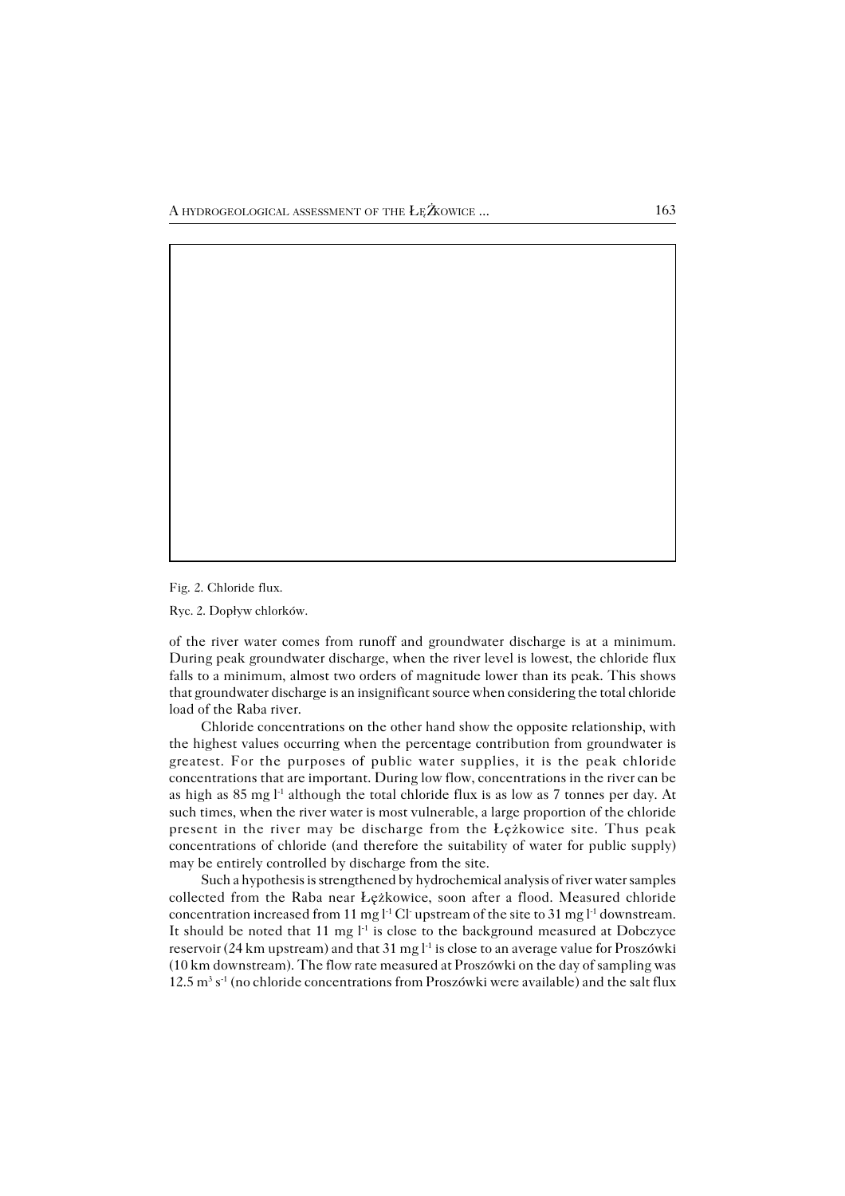Fig. 2. Chloride flux.

Ryc. 2. Dopływ chlorków.

of the river water comes from runoff and groundwater discharge is at a minimum. During peak groundwater discharge, when the river level is lowest, the chloride flux falls to a minimum, almost two orders of magnitude lower than its peak. This shows that groundwater discharge is an insignificant source when considering the total chloride load of the Raba river.

Chloride concentrations on the other hand show the opposite relationship, with the highest values occurring when the percentage contribution from groundwater is greatest. For the purposes of public water supplies, it is the peak chloride concentrations that are important. During low flow, concentrations in the river can be as high as 85 mg $l^{-1}$ although the total chloride flux is as low as 7 tonnes per day. At such times, when the river water is most vulnerable, a large proportion of the chloride present in the river may be discharge from the Łężkowice site. Thus peak concentrations of chloride (and therefore the suitability of water for public supply) may be entirely controlled by discharge from the site.

Such a hypothesis is strengthened by hydrochemical analysis of river water samples collected from the Raba near Łężkowice, soon after a flood. Measured chloride concentration increased from 11 mg $l^{-1}$ $Cl^-$ upstream of the site to 31 mg $l^{-1}$ downstream. It should be noted that 11 mg $l^{-1}$ is close to the background measured at Dobczyce reservoir (24 km upstream) and that 31 mg $l^{-1}$ is close to an average value for Proszówki (10 km downstream). The flow rate measured at Proszówki on the day of sampling was 12.5 $m^3$ $s^{-1}$ (no chloride concentrations from Proszówki were available) and the salt flux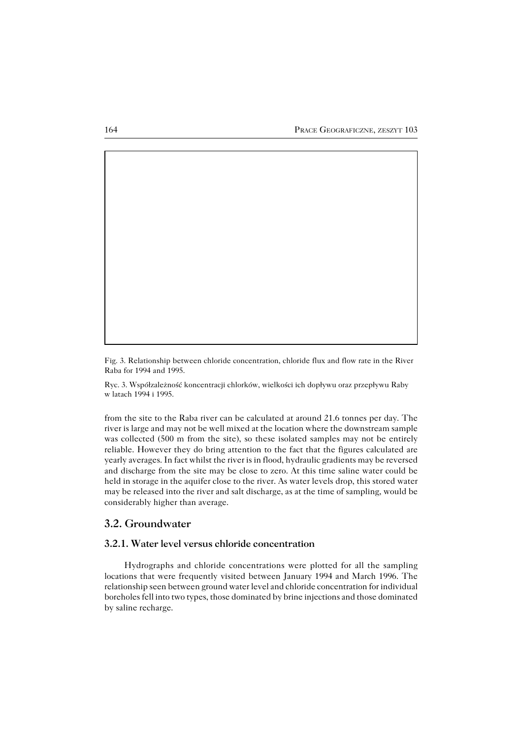Fig. 3. Relationship between chloride concentration, chloride flux and flow rate in the River Raba for 1994 and 1995.

Ryc. 3. Współzależność koncentracji chlorków, wielkości ich dopływu oraz przepływu Raby w latach 1994 i 1995.

from the site to the Raba river can be calculated at around 21.6 tonnes per day. The river is large and may not be well mixed at the location where the downstream sample was collected (500 m from the site), so these isolated samples may not be entirely reliable. However they do bring attention to the fact that the figures calculated are yearly averages. In fact whilst the river is in flood, hydraulic gradients may be reversed and discharge from the site may be close to zero. At this time saline water could be held in storage in the aquifer close to the river. As water levels drop, this stored water may be released into the river and salt discharge, as at the time of sampling, would be considerably higher than average.

## 3.2. Groundwater

### 3.2.1. Water level versus chloride concentration

Hydrographs and chloride concentrations were plotted for all the sampling locations that were frequently visited between January 1994 and March 1996. The relationship seen between ground water level and chloride concentration for individual boreholes fell into two types, those dominated by brine injections and those dominated by saline recharge.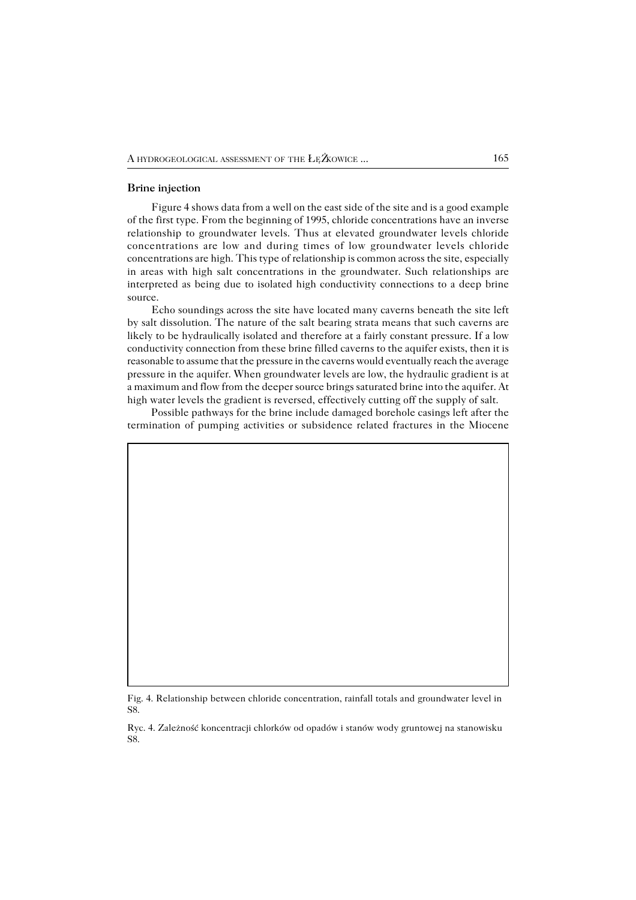### Brine injection

Figure 4 shows data from a well on the east side of the site and is a good example of the first type. From the beginning of 1995, chloride concentrations have an inverse relationship to groundwater levels. Thus at elevated groundwater levels chloride concentrations are low and during times of low groundwater levels chloride concentrations are high. This type of relationship is common across the site, especially in areas with high salt concentrations in the groundwater. Such relationships are interpreted as being due to isolated high conductivity connections to a deep brine source.

Echo soundings across the site have located many caverns beneath the site left by salt dissolution. The nature of the salt bearing strata means that such caverns are likely to be hydraulically isolated and therefore at a fairly constant pressure. If a low conductivity connection from these brine filled caverns to the aquifer exists, then it is reasonable to assume that the pressure in the caverns would eventually reach the average pressure in the aquifer. When groundwater levels are low, the hydraulic gradient is at a maximum and flow from the deeper source brings saturated brine into the aquifer. At high water levels the gradient is reversed, effectively cutting off the supply of salt.

Possible pathways for the brine include damaged borehole casings left after the termination of pumping activities or subsidence related fractures in the Miocene

Fig. 4. Relationship between chloride concentration, rainfall totals and groundwater level in S8.

Ryc. 4. Zależność koncentracji chlorków od opadów i stanów wody gruntowej na stanowisku S8.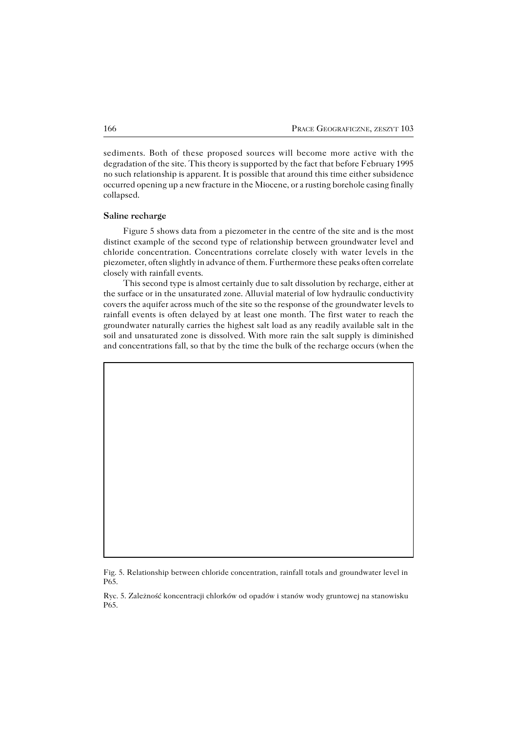sediments. Both of these proposed sources will become more active with the degradation of the site. This theory is supported by the fact that before February 1995 no such relationship is apparent. It is possible that around this time either subsidence occurred opening up a new fracture in the Miocene, or a rusting borehole casing finally collapsed.

**Saline recharge**

Figure 5 shows data from a piezometer in the centre of the site and is the most distinct example of the second type of relationship between groundwater level and chloride concentration. Concentrations correlate closely with water levels in the piezometer, often slightly in advance of them. Furthermore these peaks often correlate closely with rainfall events.

This second type is almost certainly due to salt dissolution by recharge, either at the surface or in the unsaturated zone. Alluvial material of low hydraulic conductivity covers the aquifer across much of the site so the response of the groundwater levels to rainfall events is often delayed by at least one month. The first water to reach the groundwater naturally carries the highest salt load as any readily available salt in the soil and unsaturated zone is dissolved. With more rain the salt supply is diminished and concentrations fall, so that by the time the bulk of the recharge occurs (when the

Fig. 5. Relationship between chloride concentration, rainfall totals and groundwater level in P65.

Ryc. 5. Zależność koncentracji chlorków od opadów i stanów wody gruntowej na stanowisku P65.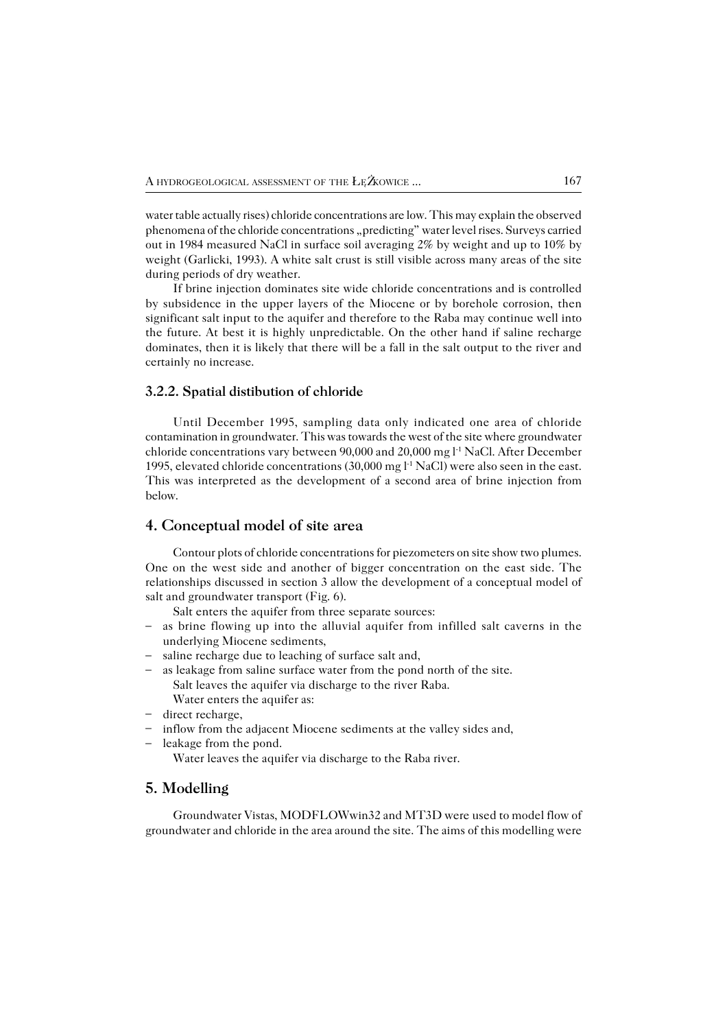water table actually rises) chloride concentrations are low. This may explain the observed phenomena of the chloride concentrations „predicting" water level rises. Surveys carried out in 1984 measured NaCl in surface soil averaging 2% by weight and up to 10% by weight (Garlicki, 1993). A white salt crust is still visible across many areas of the site during periods of dry weather.

If brine injection dominates site wide chloride concentrations and is controlled by subsidence in the upper layers of the Miocene or by borehole corrosion, then significant salt input to the aquifer and therefore to the Raba may continue well into the future. At best it is highly unpredictable. On the other hand if saline recharge dominates, then it is likely that there will be a fall in the salt output to the river and certainly no increase.

### 3.2.2. Spatial distibution of chloride

Until December 1995, sampling data only indicated one area of chloride contamination in groundwater. This was towards the west of the site where groundwater chloride concentrations vary between 90,000 and 20,000 mg $l^{-1}$ NaCl. After December 1995, elevated chloride concentrations (30,000 mg $l^{-1}$ NaCl) were also seen in the east. This was interpreted as the development of a second area of brine injection from below.

## 4. Conceptual model of site area

Contour plots of chloride concentrations for piezometers on site show two plumes. One on the west side and another of bigger concentration on the east side. The relationships discussed in section 3 allow the development of a conceptual model of salt and groundwater transport (Fig. 6).

Salt enters the aquifer from three separate sources:

- as brine flowing up into the alluvial aquifer from infilled salt caverns in the underlying Miocene sediments,
- saline recharge due to leaching of surface salt and,
- as leakage from saline surface water from the pond north of the site.

Salt leaves the aquifer via discharge to the river Raba.

Water enters the aquifer as:

- direct recharge,
- inflow from the adjacent Miocene sediments at the valley sides and,
- leakage from the pond.

Water leaves the aquifer via discharge to the Raba river.

## 5. Modelling

Groundwater Vistas, MODFLOWwin32 and MT3D were used to model flow of groundwater and chloride in the area around the site. The aims of this modelling were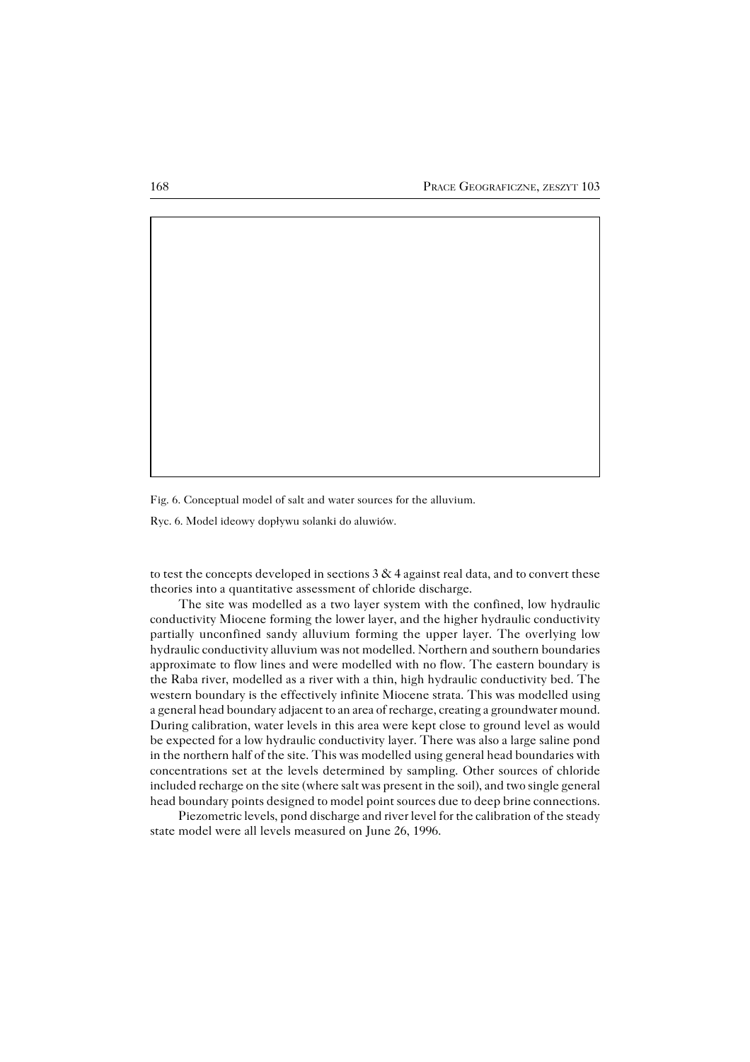Fig. 6. Conceptual model of salt and water sources for the alluvium.

Ryc. 6. Model ideowy dopływu solanki do aluwiów.

to test the concepts developed in sections 3 & 4 against real data, and to convert these theories into a quantitative assessment of chloride discharge.

The site was modelled as a two layer system with the confined, low hydraulic conductivity Miocene forming the lower layer, and the higher hydraulic conductivity partially unconfined sandy alluvium forming the upper layer. The overlying low hydraulic conductivity alluvium was not modelled. Northern and southern boundaries approximate to flow lines and were modelled with no flow. The eastern boundary is the Raba river, modelled as a river with a thin, high hydraulic conductivity bed. The western boundary is the effectively infinite Miocene strata. This was modelled using a general head boundary adjacent to an area of recharge, creating a groundwater mound. During calibration, water levels in this area were kept close to ground level as would be expected for a low hydraulic conductivity layer. There was also a large saline pond in the northern half of the site. This was modelled using general head boundaries with concentrations set at the levels determined by sampling. Other sources of chloride included recharge on the site (where salt was present in the soil), and two single general head boundary points designed to model point sources due to deep brine connections.

Piezometric levels, pond discharge and river level for the calibration of the steady state model were all levels measured on June 26, 1996.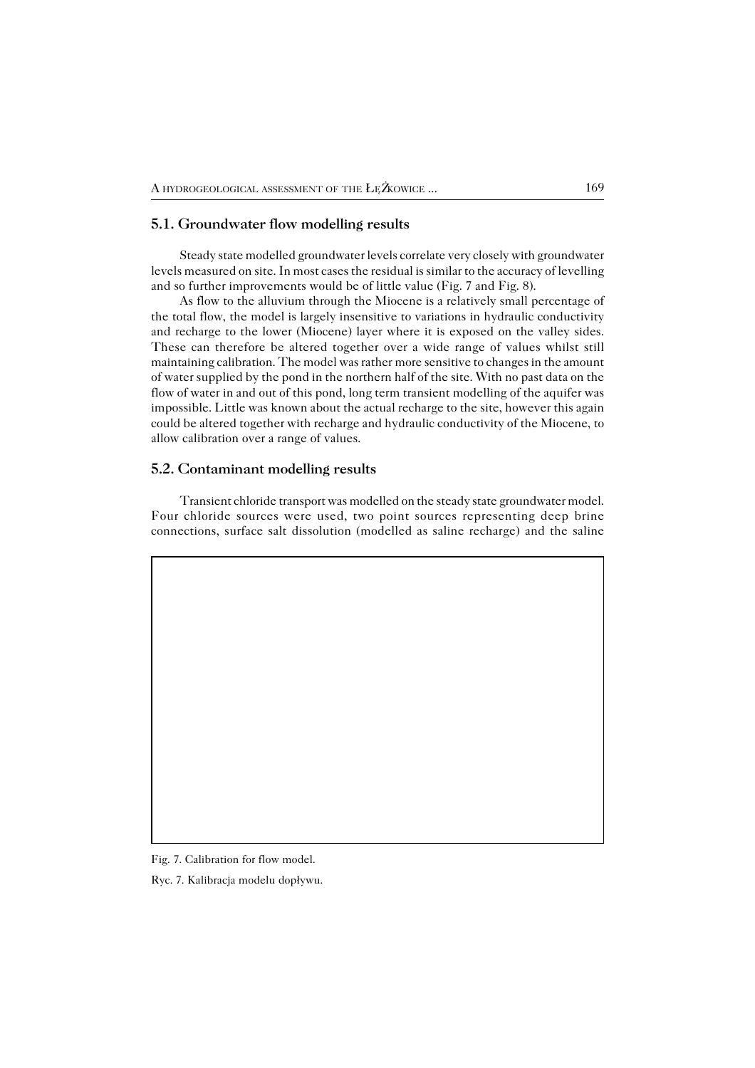## 5.1. Groundwater flow modelling results

Steady state modelled groundwater levels correlate very closely with groundwater levels measured on site. In most cases the residual is similar to the accuracy of levelling and so further improvements would be of little value (Fig. 7 and Fig. 8).

As flow to the alluvium through the Miocene is a relatively small percentage of the total flow, the model is largely insensitive to variations in hydraulic conductivity and recharge to the lower (Miocene) layer where it is exposed on the valley sides. These can therefore be altered together over a wide range of values whilst still maintaining calibration. The model was rather more sensitive to changes in the amount of water supplied by the pond in the northern half of the site. With no past data on the flow of water in and out of this pond, long term transient modelling of the aquifer was impossible. Little was known about the actual recharge to the site, however this again could be altered together with recharge and hydraulic conductivity of the Miocene, to allow calibration over a range of values.

## 5.2. Contaminant modelling results

Transient chloride transport was modelled on the steady state groundwater model. Four chloride sources were used, two point sources representing deep brine connections, surface salt dissolution (modelled as saline recharge) and the saline

Fig. 7. Calibration for flow model.

Ryc. 7. Kalibracja modelu dopływu.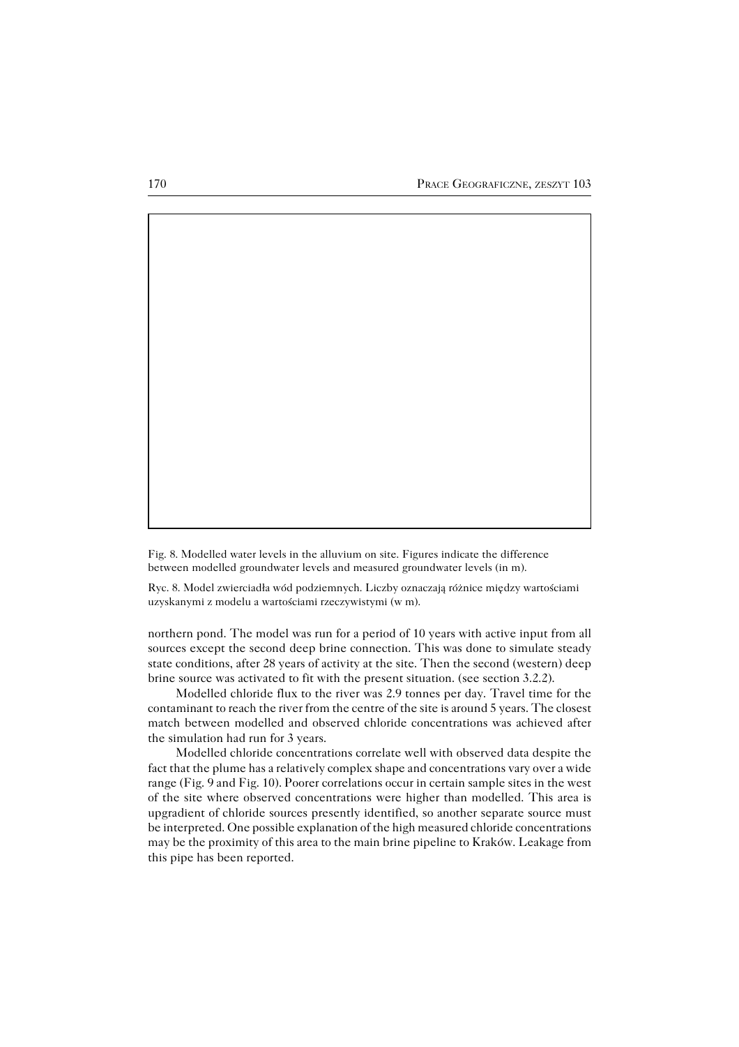Fig. 8. Modelled water levels in the alluvium on site. Figures indicate the difference between modelled groundwater levels and measured groundwater levels (in m).

Ryc. 8. Model zwierciadła wód podziemnych. Liczby oznaczają różnice między wartościami uzyskanymi z modelu a wartościami rzeczywistymi (w m).

northern pond. The model was run for a period of 10 years with active input from all sources except the second deep brine connection. This was done to simulate steady state conditions, after 28 years of activity at the site. Then the second (western) deep brine source was activated to fit with the present situation. (see section 3.2.2).

Modelled chloride flux to the river was 2.9 tonnes per day. Travel time for the contaminant to reach the river from the centre of the site is around 5 years. The closest match between modelled and observed chloride concentrations was achieved after the simulation had run for 3 years.

Modelled chloride concentrations correlate well with observed data despite the fact that the plume has a relatively complex shape and concentrations vary over a wide range (Fig. 9 and Fig. 10). Poorer correlations occur in certain sample sites in the west of the site where observed concentrations were higher than modelled. This area is upgradient of chloride sources presently identified, so another separate source must be interpreted. One possible explanation of the high measured chloride concentrations may be the proximity of this area to the main brine pipeline to Kraków. Leakage from this pipe has been reported.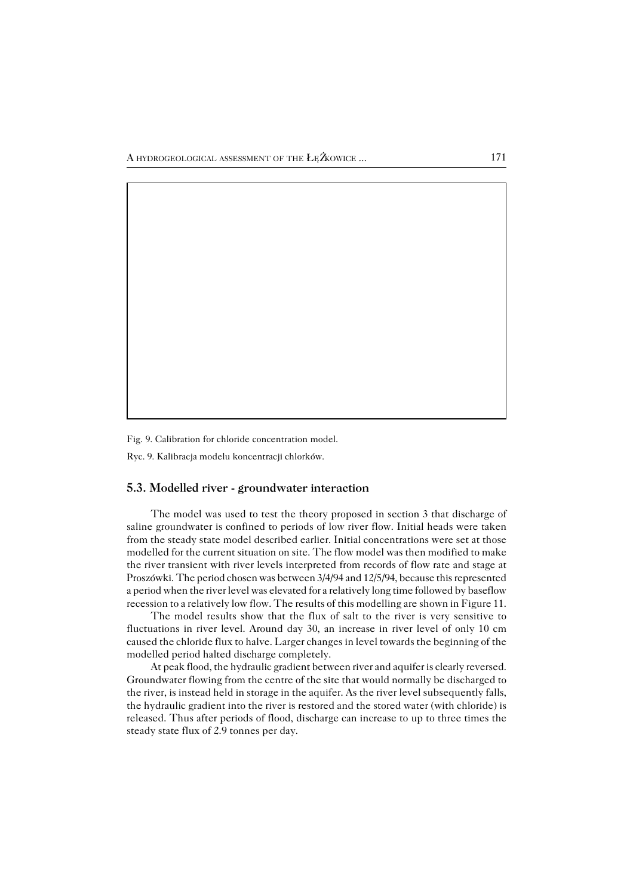Fig. 9. Calibration for chloride concentration model.

Ryc. 9. Kalibracja modelu koncentracji chlorków.

### 5.3. Modelled river - groundwater interaction

The model was used to test the theory proposed in section 3 that discharge of saline groundwater is confined to periods of low river flow. Initial heads were taken from the steady state model described earlier. Initial concentrations were set at those modelled for the current situation on site. The flow model was then modified to make the river transient with river levels interpreted from records of flow rate and stage at Proszówki. The period chosen was between 3/4/94 and 12/5/94, because this represented a period when the river level was elevated for a relatively long time followed by baseflow recession to a relatively low flow. The results of this modelling are shown in Figure 11.

The model results show that the flux of salt to the river is very sensitive to fluctuations in river level. Around day 30, an increase in river level of only 10 cm caused the chloride flux to halve. Larger changes in level towards the beginning of the modelled period halted discharge completely.

At peak flood, the hydraulic gradient between river and aquifer is clearly reversed. Groundwater flowing from the centre of the site that would normally be discharged to the river, is instead held in storage in the aquifer. As the river level subsequently falls, the hydraulic gradient into the river is restored and the stored water (with chloride) is released. Thus after periods of flood, discharge can increase to up to three times the steady state flux of 2.9 tonnes per day.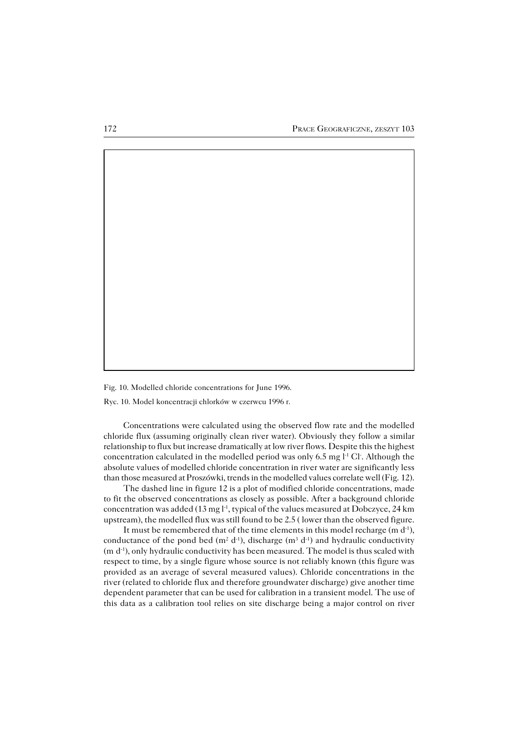Fig. 10. Modelled chloride concentrations for June 1996.

Ryc. 10. Model koncentracji chlorków w czerwcu 1996 r.

Concentrations were calculated using the observed flow rate and the modelled chloride flux (assuming originally clean river water). Obviously they follow a similar relationship to flux but increase dramatically at low river flows. Despite this the highest concentration calculated in the modelled period was only 6.5 mg $l^{-1}$ $Cl^{-}$. Although the absolute values of modelled chloride concentration in river water are significantly less than those measured at Proszówki, trends in the modelled values correlate well (Fig. 12).

The dashed line in figure 12 is a plot of modified chloride concentrations, made to fit the observed concentrations as closely as possible. After a background chloride concentration was added (13 mg $l^{-1}$, typical of the values measured at Dobczyce, 24 km upstream), the modelled flux was still found to be 2.5 ( lower than the observed figure.

It must be remembered that of the time elements in this model recharge (m $d^{-1}$), conductance of the pond bed ($m^2$ $d^{-1}$), discharge ($m^3$ $d^{-1}$) and hydraulic conductivity (m $d^{-1}$), only hydraulic conductivity has been measured. The model is thus scaled with respect to time, by a single figure whose source is not reliably known (this figure was provided as an average of several measured values). Chloride concentrations in the river (related to chloride flux and therefore groundwater discharge) give another time dependent parameter that can be used for calibration in a transient model. The use of this data as a calibration tool relies on site discharge being a major control on river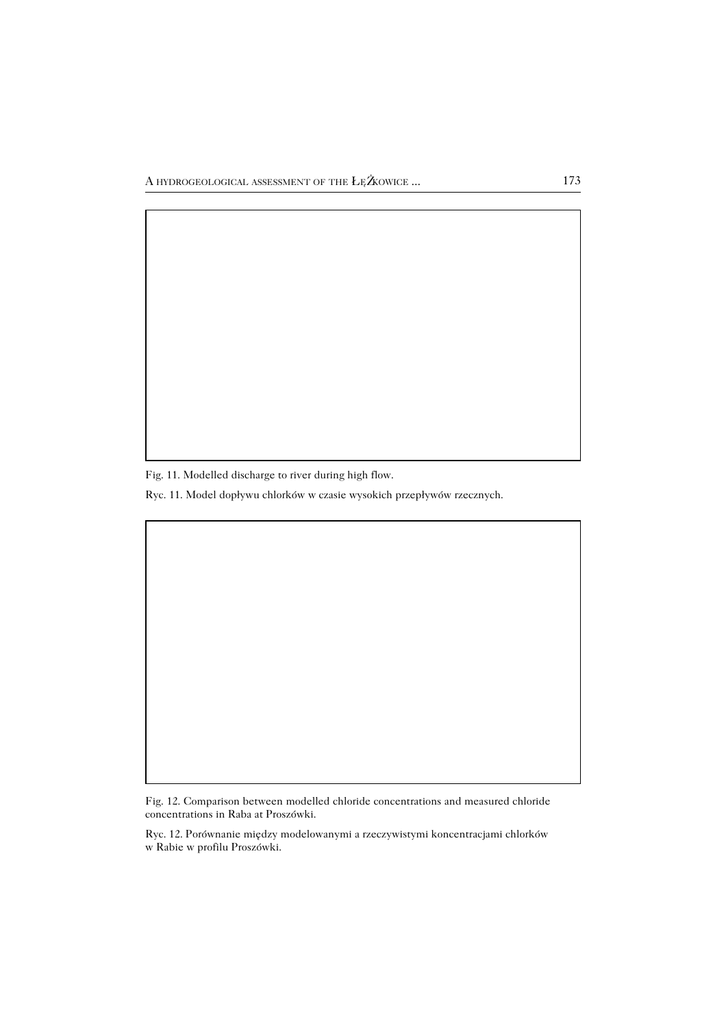Fig. 11. Modelled discharge to river during high flow.

Ryc. 11. Model dopływu chlorków w czasie wysokich przepływów rzecznych.

Fig. 12. Comparison between modelled chloride concentrations and measured chloride concentrations in Raba at Proszówki.

Ryc. 12. Porównanie między modelowanymi a rzeczywistymi koncentracjami chlorków w Rabie w profilu Proszówki.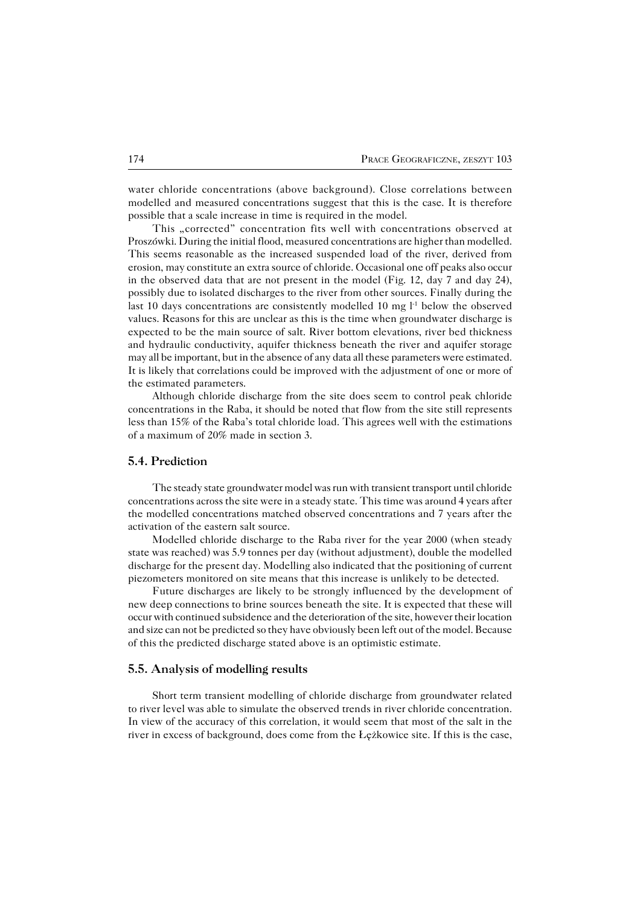water chloride concentrations (above background). Close correlations between modelled and measured concentrations suggest that this is the case. It is therefore possible that a scale increase in time is required in the model.

This „corrected" concentration fits well with concentrations observed at Proszówki. During the initial flood, measured concentrations are higher than modelled. This seems reasonable as the increased suspended load of the river, derived from erosion, may constitute an extra source of chloride. Occasional one off peaks also occur in the observed data that are not present in the model (Fig. 12, day 7 and day 24), possibly due to isolated discharges to the river from other sources. Finally during the last 10 days concentrations are consistently modelled 10 mg $l^{-1}$ below the observed values. Reasons for this are unclear as this is the time when groundwater discharge is expected to be the main source of salt. River bottom elevations, river bed thickness and hydraulic conductivity, aquifer thickness beneath the river and aquifer storage may all be important, but in the absence of any data all these parameters were estimated. It is likely that correlations could be improved with the adjustment of one or more of the estimated parameters.

Although chloride discharge from the site does seem to control peak chloride concentrations in the Raba, it should be noted that flow from the site still represents less than 15% of the Raba's total chloride load. This agrees well with the estimations of a maximum of 20% made in section 3.

### 5.4. Prediction

The steady state groundwater model was run with transient transport until chloride concentrations across the site were in a steady state. This time was around 4 years after the modelled concentrations matched observed concentrations and 7 years after the activation of the eastern salt source.

Modelled chloride discharge to the Raba river for the year 2000 (when steady state was reached) was 5.9 tonnes per day (without adjustment), double the modelled discharge for the present day. Modelling also indicated that the positioning of current piezometers monitored on site means that this increase is unlikely to be detected.

Future discharges are likely to be strongly influenced by the development of new deep connections to brine sources beneath the site. It is expected that these will occur with continued subsidence and the deterioration of the site, however their location and size can not be predicted so they have obviously been left out of the model. Because of this the predicted discharge stated above is an optimistic estimate.

### 5.5. Analysis of modelling results

Short term transient modelling of chloride discharge from groundwater related to river level was able to simulate the observed trends in river chloride concentration. In view of the accuracy of this correlation, it would seem that most of the salt in the river in excess of background, does come from the Łężkowice site. If this is the case,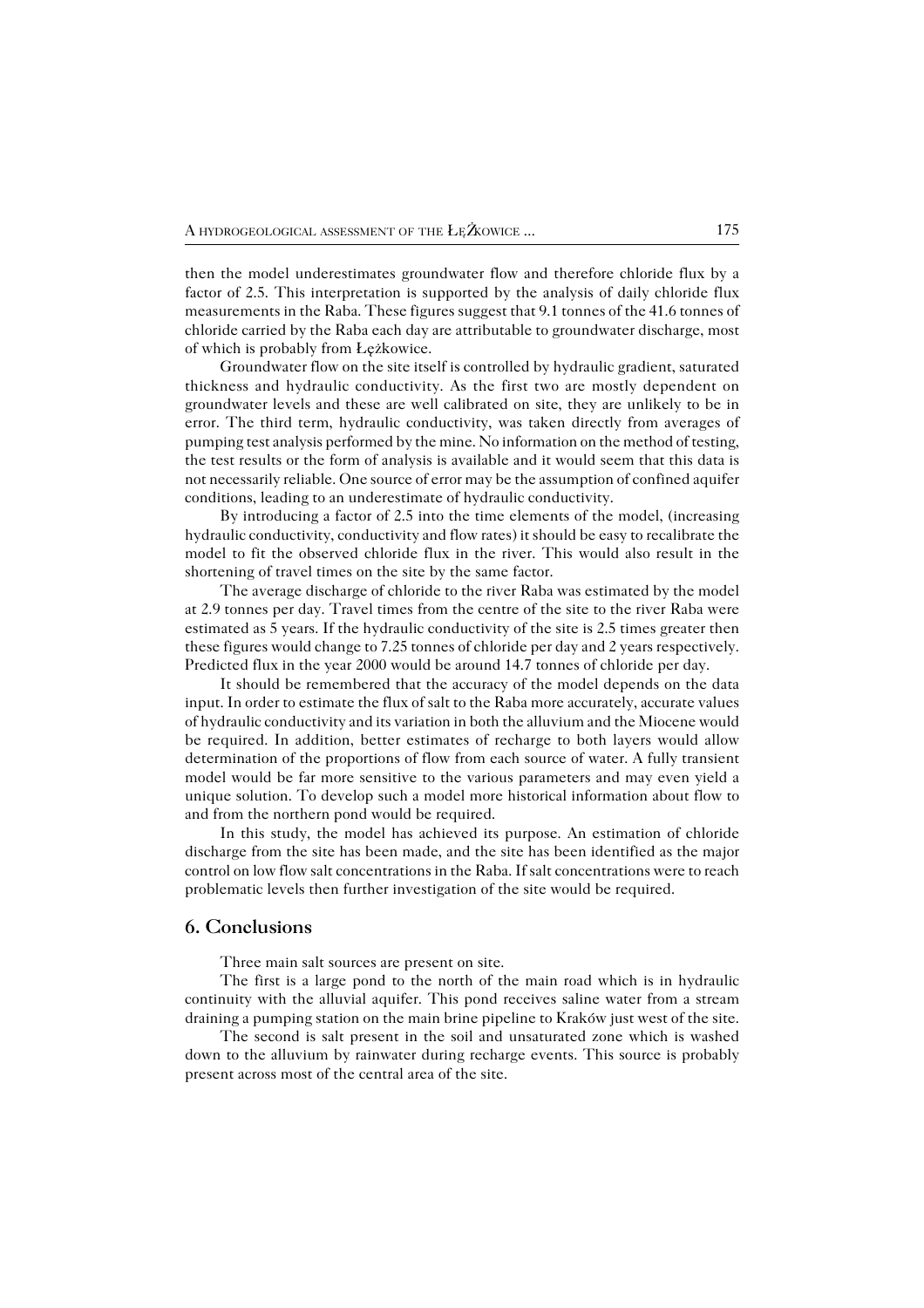then the model underestimates groundwater flow and therefore chloride flux by a factor of 2.5. This interpretation is supported by the analysis of daily chloride flux measurements in the Raba. These figures suggest that 9.1 tonnes of the 41.6 tonnes of chloride carried by the Raba each day are attributable to groundwater discharge, most of which is probably from Łężkowice.

Groundwater flow on the site itself is controlled by hydraulic gradient, saturated thickness and hydraulic conductivity. As the first two are mostly dependent on groundwater levels and these are well calibrated on site, they are unlikely to be in error. The third term, hydraulic conductivity, was taken directly from averages of pumping test analysis performed by the mine. No information on the method of testing, the test results or the form of analysis is available and it would seem that this data is not necessarily reliable. One source of error may be the assumption of confined aquifer conditions, leading to an underestimate of hydraulic conductivity.

By introducing a factor of 2.5 into the time elements of the model, (increasing hydraulic conductivity, conductivity and flow rates) it should be easy to recalibrate the model to fit the observed chloride flux in the river. This would also result in the shortening of travel times on the site by the same factor.

The average discharge of chloride to the river Raba was estimated by the model at 2.9 tonnes per day. Travel times from the centre of the site to the river Raba were estimated as 5 years. If the hydraulic conductivity of the site is 2.5 times greater then these figures would change to 7.25 tonnes of chloride per day and 2 years respectively. Predicted flux in the year 2000 would be around 14.7 tonnes of chloride per day.

It should be remembered that the accuracy of the model depends on the data input. In order to estimate the flux of salt to the Raba more accurately, accurate values of hydraulic conductivity and its variation in both the alluvium and the Miocene would be required. In addition, better estimates of recharge to both layers would allow determination of the proportions of flow from each source of water. A fully transient model would be far more sensitive to the various parameters and may even yield a unique solution. To develop such a model more historical information about flow to and from the northern pond would be required.

In this study, the model has achieved its purpose. An estimation of chloride discharge from the site has been made, and the site has been identified as the major control on low flow salt concentrations in the Raba. If salt concentrations were to reach problematic levels then further investigation of the site would be required.

## 6. Conclusions

Three main salt sources are present on site.

The first is a large pond to the north of the main road which is in hydraulic continuity with the alluvial aquifer. This pond receives saline water from a stream draining a pumping station on the main brine pipeline to Kraków just west of the site.

The second is salt present in the soil and unsaturated zone which is washed down to the alluvium by rainwater during recharge events. This source is probably present across most of the central area of the site.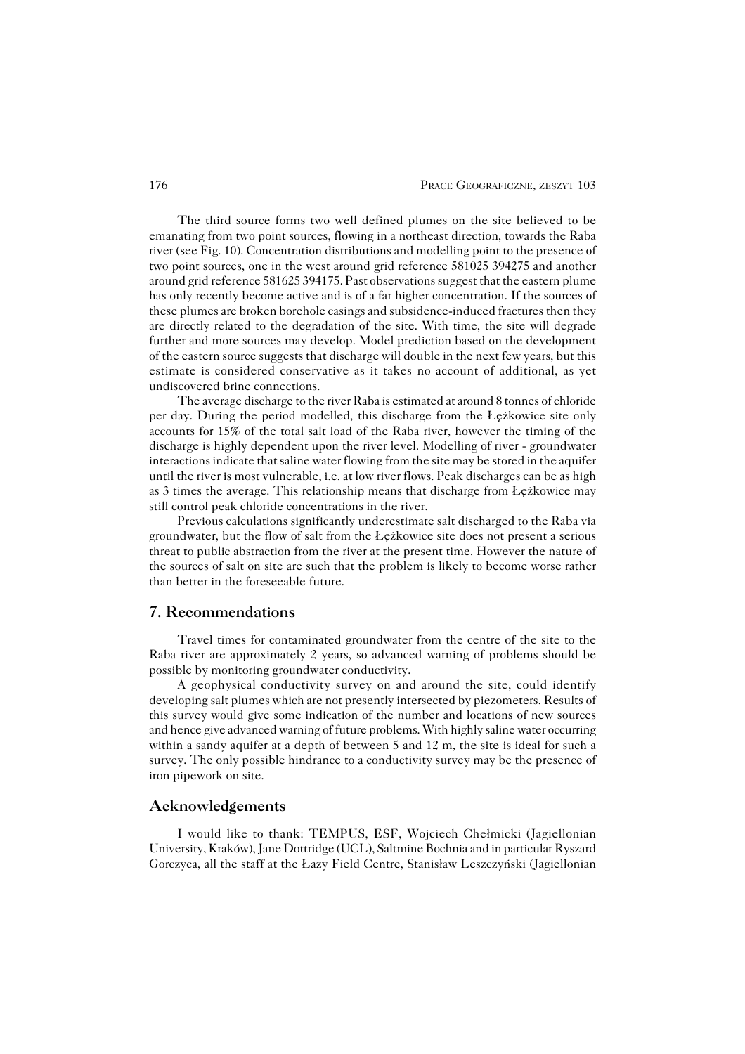The third source forms two well defined plumes on the site believed to be emanating from two point sources, flowing in a northeast direction, towards the Raba river (see Fig. 10). Concentration distributions and modelling point to the presence of two point sources, one in the west around grid reference 581025 394275 and another around grid reference 581625 394175. Past observations suggest that the eastern plume has only recently become active and is of a far higher concentration. If the sources of these plumes are broken borehole casings and subsidence-induced fractures then they are directly related to the degradation of the site. With time, the site will degrade further and more sources may develop. Model prediction based on the development of the eastern source suggests that discharge will double in the next few years, but this estimate is considered conservative as it takes no account of additional, as yet undiscovered brine connections.

The average discharge to the river Raba is estimated at around 8 tonnes of chloride per day. During the period modelled, this discharge from the Łężkowice site only accounts for 15% of the total salt load of the Raba river, however the timing of the discharge is highly dependent upon the river level. Modelling of river - groundwater interactions indicate that saline water flowing from the site may be stored in the aquifer until the river is most vulnerable, i.e. at low river flows. Peak discharges can be as high as 3 times the average. This relationship means that discharge from Łężkowice may still control peak chloride concentrations in the river.

Previous calculations significantly underestimate salt discharged to the Raba via groundwater, but the flow of salt from the Łężkowice site does not present a serious threat to public abstraction from the river at the present time. However the nature of the sources of salt on site are such that the problem is likely to become worse rather than better in the foreseeable future.

## 7. Recommendations

Travel times for contaminated groundwater from the centre of the site to the Raba river are approximately 2 years, so advanced warning of problems should be possible by monitoring groundwater conductivity.

A geophysical conductivity survey on and around the site, could identify developing salt plumes which are not presently intersected by piezometers. Results of this survey would give some indication of the number and locations of new sources and hence give advanced warning of future problems. With highly saline water occurring within a sandy aquifer at a depth of between 5 and 12 m, the site is ideal for such a survey. The only possible hindrance to a conductivity survey may be the presence of iron pipework on site.

## Acknowledgements

I would like to thank: TEMPUS, ESF, Wojciech Chełmicki (Jagiellonian University, Kraków), Jane Dottridge (UCL), Saltmine Bochnia and in particular Ryszard Gorczyca, all the staff at the Łazy Field Centre, Stanisław Leszczyński (Jagiellonian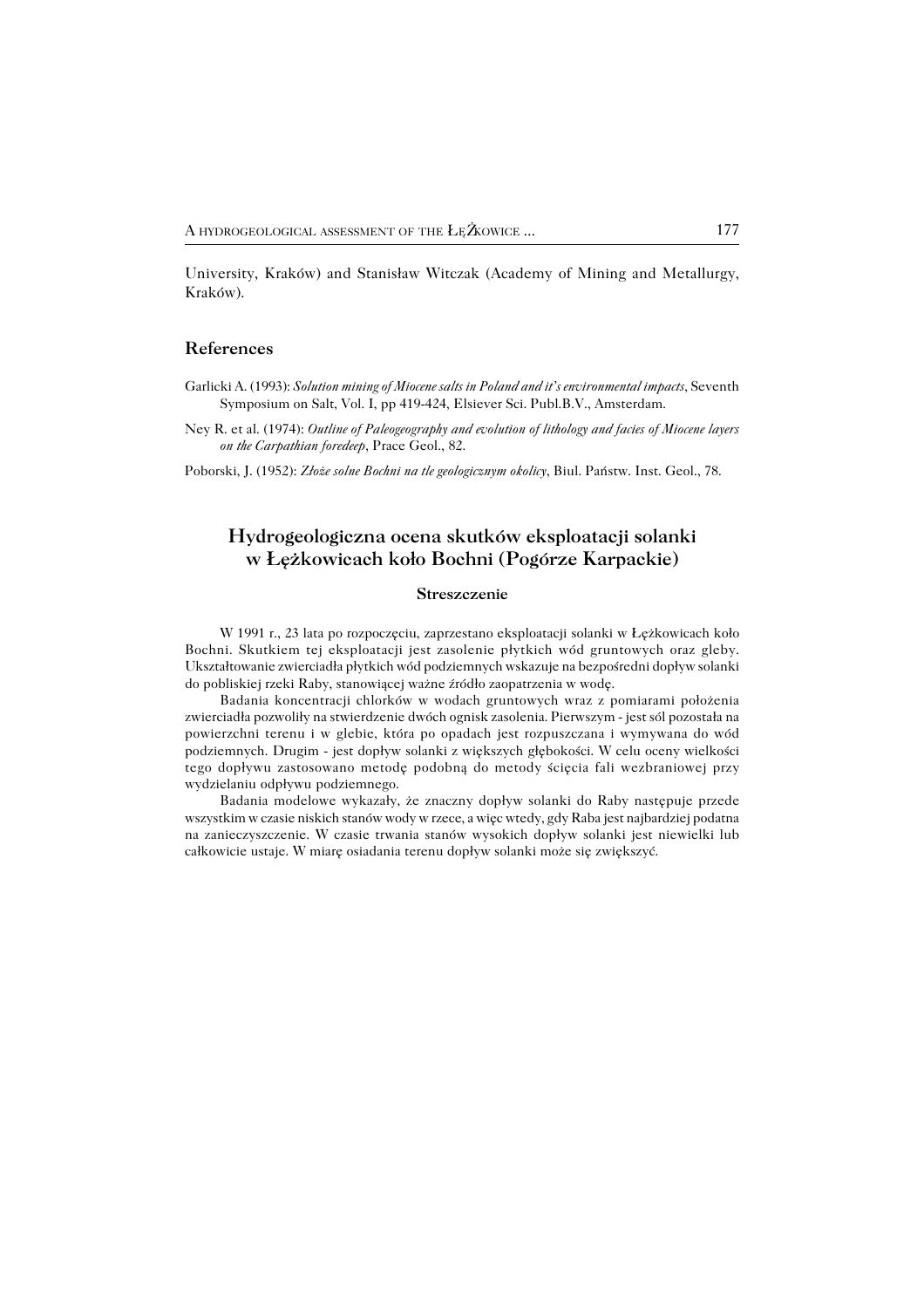University, Kraków) and Stanisław Witczak (Academy of Mining and Metallurgy, Kraków).

## References

Garlicki A. (1993): *Solution mining of Miocene salts in Poland and it's environmental impacts*, Seventh Symposium on Salt, Vol. I, pp 419-424, Elsiever Sci. Publ.B.V., Amsterdam.

Ney R. et al. (1974): *Outline of Paleogeography and evolution of lithology and facies of Miocene layers on the Carpathian foredeep*, Prace Geol., 82.

Poborski, J. (1952): *Złoże solne Bochni na tle geologicznym okolicy*, Biul. Państw. Inst. Geol., 78.

## Hydrogeologiczna ocena skutków eksploatacji solanki w Łężkowicach koło Bochni (Pogórze Karpackie)

### Streszczenie

W 1991 r., 23 lata po rozpoczęciu, zaprzestano eksploatacji solanki w Łężkowicach koło Bochni. Skutkiem tej eksploatacji jest zasolenie płytkich wód gruntowych oraz gleby. Ukształtowanie zwierciadła płytkich wód podziemnych wskazuje na bezpośredni dopływ solanki do pobliskiej rzeki Raby, stanowiącej ważne źródło zaopatrzenia w wodę.

Badania koncentracji chlorków w wodach gruntowych wraz z pomiarami położenia zwierciadła pozwoliły na stwierdzenie dwóch ognisk zasolenia. Pierwszym - jest sól pozostała na powierzchni terenu i w glebie, która po opadach jest rozpuszczana i wymywana do wód podziemnych. Drugim - jest dopływ solanki z większych głębokości. W celu oceny wielkości tego dopływu zastosowano metodę podobną do metody ścięcia fali wezbraniowej przy wydzielaniu odpływu podziemnego.

Badania modelowe wykazały, że znaczny dopływ solanki do Raby następuje przede wszystkim w czasie niskich stanów wody w rzece, a więc wtedy, gdy Raba jest najbardziej podatna na zanieczyszczenie. W czasie trwania stanów wysokich dopływ solanki jest niewielki lub całkowicie ustaje. W miarę osiadania terenu dopływ solanki może się zwiększyć.